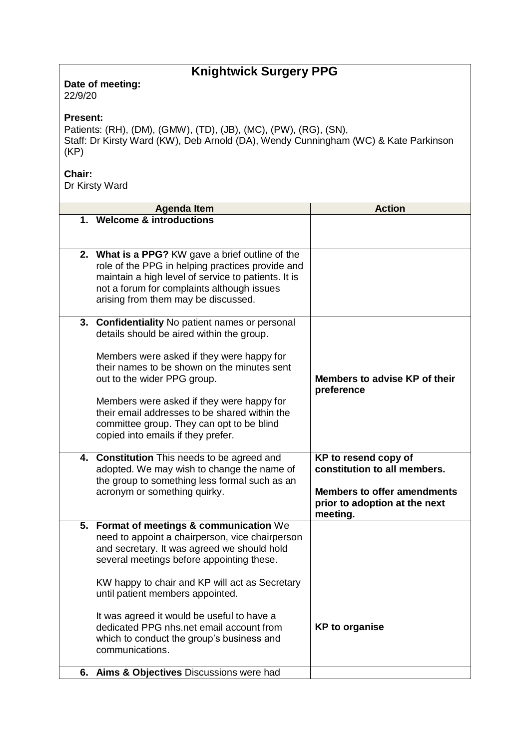# Knightwick Surgery PPG

**Date of meeting:**
22/9/20

**Present:**
Patients: (RH), (DM), (GMW), (TD), (JB), (MC), (PW), (RG), (SN),
Staff: Dr Kirsty Ward (KW), Deb Arnold (DA), Wendy Cunningham (WC) & Kate Parkinson (KP)

**Chair:**
Dr Kirsty Ward

| Agenda Item | Action |
| --- | --- |
| 1. **Welcome & introductions** | |
| 2. **What is a PPG?** KW gave a brief outline of the role of the PPG in helping practices provide and maintain a high level of service to patients. It is not a forum for complaints although issues arising from them may be discussed. | |
| 3. **Confidentiality** No patient names or personal details should be aired within the group.<br><br>Members were asked if they were happy for their names to be shown on the minutes sent out to the wider PPG group.<br><br>Members were asked if they were happy for their email addresses to be shared within the committee group. They can opt to be blind copied into emails if they prefer. | **Members to advise KP of their preference** |
| 4. **Constitution** This needs to be agreed and adopted. We may wish to change the name of the group to something less formal such as an acronym or something quirky. | **KP to resend copy of constitution to all members.**<br><br>**Members to offer amendments prior to adoption at the next meeting.** |
| 5. **Format of meetings & communication** We need to appoint a chairperson, vice chairperson and secretary. It was agreed we should hold several meetings before appointing these.<br><br>KW happy to chair and KP will act as Secretary until patient members appointed.<br><br>It was agreed it would be useful to have a dedicated PPG nhs.net email account from which to conduct the group's business and communications. | **KP to organise** |
| 6. **Aims & Objectives** Discussions were had | |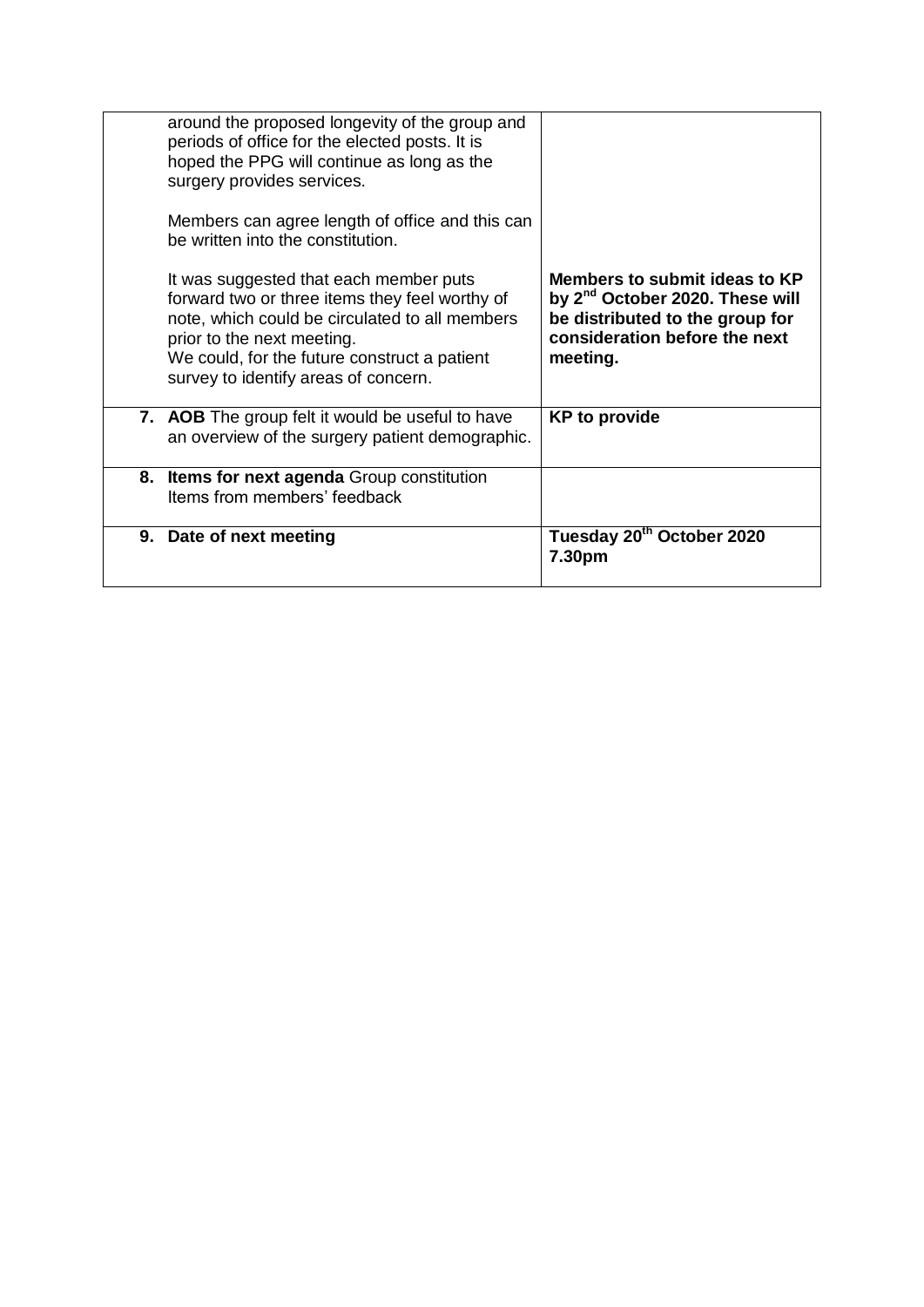| | |
|---|---|
| around the proposed longevity of the group and periods of office for the elected posts. It is hoped the PPG will continue as long as the surgery provides services.<br><br>Members can agree length of office and this can be written into the constitution.<br><br>It was suggested that each member puts forward two or three items they feel worthy of note, which could be circulated to all members prior to the next meeting.<br>We could, for the future construct a patient survey to identify areas of concern. | **Members to submit ideas to KP by 2nd October 2020. These will be distributed to the group for consideration before the next meeting.** |
| **7. AOB** The group felt it would be useful to have an overview of the surgery patient demographic. | **KP to provide** |
| **8. Items for next agenda** Group constitution<br>Items from members' feedback | |
| **9. Date of next meeting** | **Tuesday 20th October 2020 7.30pm** |